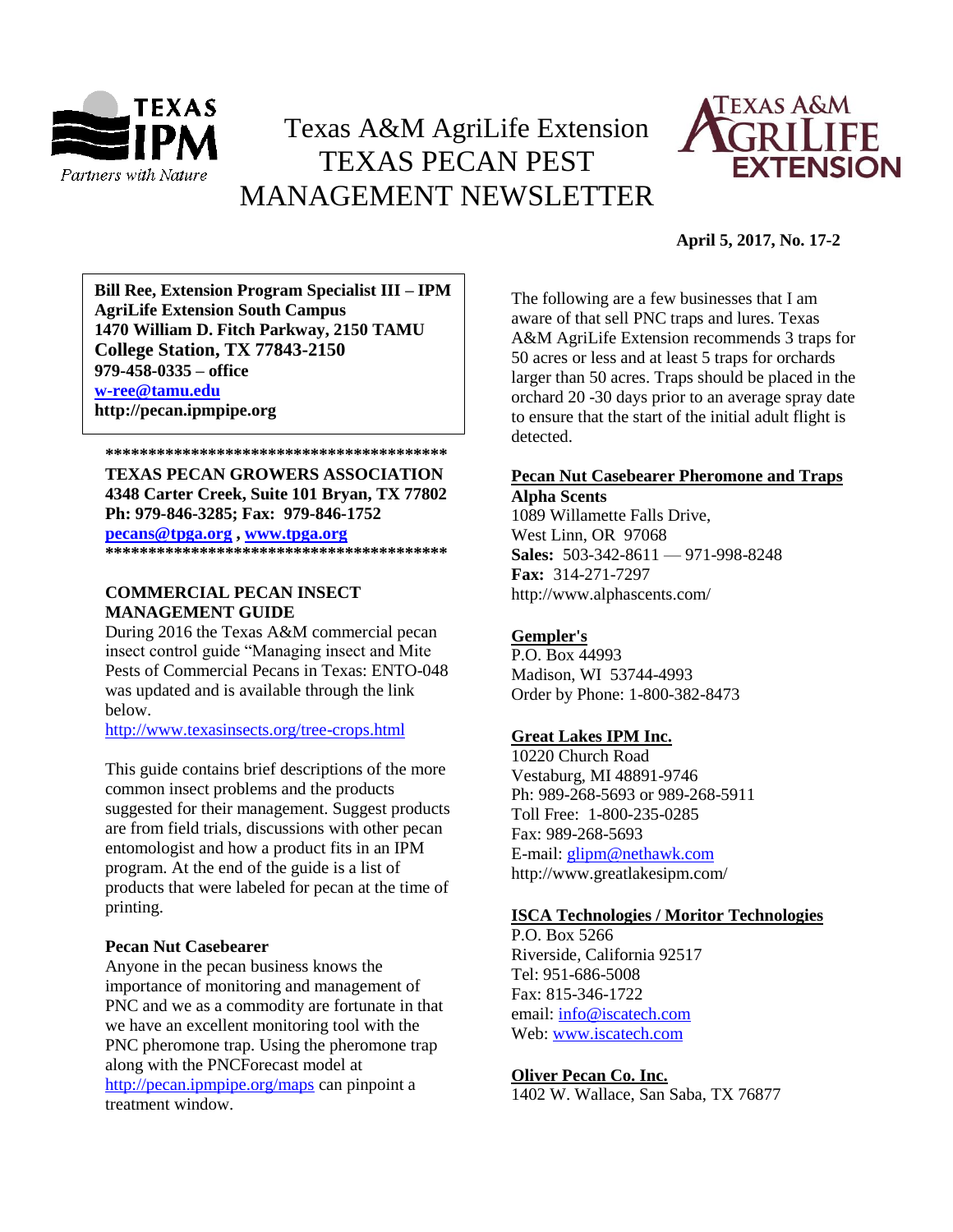# Texas A&M AgriLife Extension TEXAS PECAN PEST MANAGEMENT NEWSLETTER

**April 5, 2017, No. 17-2**

**Bill Ree, Extension Program Specialist III – IPM**
**AgriLife Extension South Campus**
**1470 William D. Fitch Parkway, 2150 TAMU**
**College Station, TX 77843-2150**
**979-458-0335 – office**
**w-ree@tamu.edu**
**http://pecan.ipmpipe.org**

****************************************

**TEXAS PECAN GROWERS ASSOCIATION**
**4348 Carter Creek, Suite 101 Bryan, TX 77802**
**Ph: 979-846-3285; Fax: 979-846-1752**
**pecans@tpga.org , www.tpga.org**

****************************************

## COMMERCIAL PECAN INSECT MANAGEMENT GUIDE

During 2016 the Texas A&M commercial pecan insect control guide "Managing insect and Mite Pests of Commercial Pecans in Texas: ENTO-048 was updated and is available through the link below.

http://www.texasinsects.org/tree-crops.html

This guide contains brief descriptions of the more common insect problems and the products suggested for their management. Suggest products are from field trials, discussions with other pecan entomologist and how a product fits in an IPM program. At the end of the guide is a list of products that were labeled for pecan at the time of printing.

### Pecan Nut Casebearer

Anyone in the pecan business knows the importance of monitoring and management of PNC and we as a commodity are fortunate in that we have an excellent monitoring tool with the PNC pheromone trap. Using the pheromone trap along with the PNCForecast model at http://pecan.ipmpipe.org/maps can pinpoint a treatment window.

The following are a few businesses that I am aware of that sell PNC traps and lures. Texas A&M AgriLife Extension recommends 3 traps for 50 acres or less and at least 5 traps for orchards larger than 50 acres. Traps should be placed in the orchard 20 -30 days prior to an average spray date to ensure that the start of the initial adult flight is detected.

### Pecan Nut Casebearer Pheromone and Traps

**Alpha Scents**
1089 Willamette Falls Drive,
West Linn, OR 97068
**Sales:** 503-342-8611 — 971-998-8248
**Fax:** 314-271-7297
http://www.alphascents.com/

**Gempler's**
P.O. Box 44993
Madison, WI 53744-4993
Order by Phone: 1-800-382-8473

**Great Lakes IPM Inc.**
10220 Church Road
Vestaburg, MI 48891-9746
Ph: 989-268-5693 or 989-268-5911
Toll Free: 1-800-235-0285
Fax: 989-268-5693
E-mail: glipm@nethawk.com
http://www.greatlakesipm.com/

**ISCA Technologies / Moritor Technologies**
P.O. Box 5266
Riverside, California 92517
Tel: 951-686-5008
Fax: 815-346-1722
email: info@iscatech.com
Web: www.iscatech.com

**Oliver Pecan Co. Inc.**
1402 W. Wallace, San Saba, TX 76877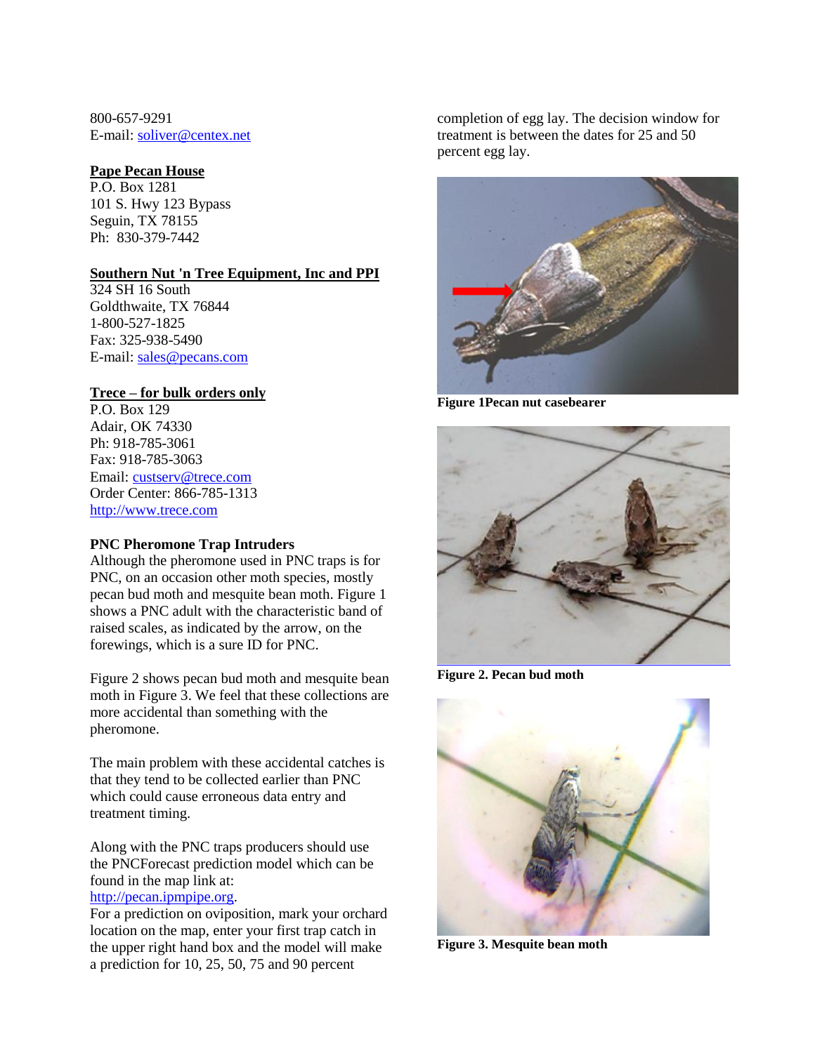800-657-9291
E-mail: soliver@centex.net

**Pape Pecan House**
P.O. Box 1281
101 S. Hwy 123 Bypass
Seguin, TX 78155
Ph: 830-379-7442

**Southern Nut 'n Tree Equipment, Inc and PPI**
324 SH 16 South
Goldthwaite, TX 76844
1-800-527-1825
Fax: 325-938-5490
E-mail: sales@pecans.com

**Trece – for bulk orders only**
P.O. Box 129
Adair, OK 74330
Ph: 918-785-3061
Fax: 918-785-3063
Email: custserv@trece.com
Order Center: 866-785-1313
http://www.trece.com

**PNC Pheromone Trap Intruders**

Although the pheromone used in PNC traps is for PNC, on an occasion other moth species, mostly pecan bud moth and mesquite bean moth. Figure 1 shows a PNC adult with the characteristic band of raised scales, as indicated by the arrow, on the forewings, which is a sure ID for PNC.

Figure 2 shows pecan bud moth and mesquite bean moth in Figure 3. We feel that these collections are more accidental than something with the pheromone.

The main problem with these accidental catches is that they tend to be collected earlier than PNC which could cause erroneous data entry and treatment timing.

Along with the PNC traps producers should use the PNCForecast prediction model which can be found in the map link at: http://pecan.ipmpipe.org.
For a prediction on oviposition, mark your orchard location on the map, enter your first trap catch in the upper right hand box and the model will make a prediction for 10, 25, 50, 75 and 90 percent completion of egg lay. The decision window for treatment is between the dates for 25 and 50 percent egg lay.

**Figure 1Pecan nut casebearer**

**Figure 2. Pecan bud moth**

**Figure 3. Mesquite bean moth**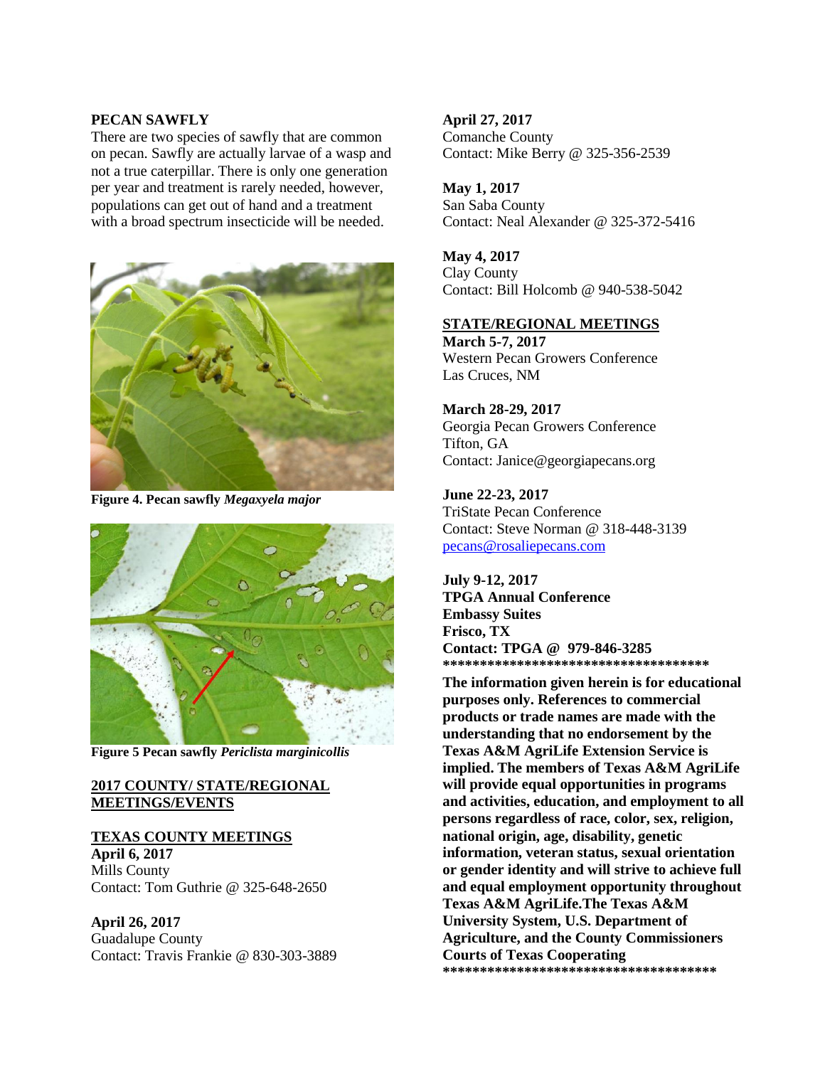**PECAN SAWFLY**

There are two species of sawfly that are common on pecan. Sawfly are actually larvae of a wasp and not a true caterpillar. There is only one generation per year and treatment is rarely needed, however, populations can get out of hand and a treatment with a broad spectrum insecticide will be needed.

**Figure 4. Pecan sawfly *Megaxyela major***

**Figure 5 Pecan sawfly *Periclista marginicollis***

## 2017 COUNTY/ STATE/REGIONAL MEETINGS/EVENTS

### TEXAS COUNTY MEETINGS

**April 6, 2017**
Mills County
Contact: Tom Guthrie @ 325-648-2650

**April 26, 2017**
Guadalupe County
Contact: Travis Frankie @ 830-303-3889

**April 27, 2017**
Comanche County
Contact: Mike Berry @ 325-356-2539

**May 1, 2017**
San Saba County
Contact: Neal Alexander @ 325-372-5416

**May 4, 2017**
Clay County
Contact: Bill Holcomb @ 940-538-5042

### STATE/REGIONAL MEETINGS

**March 5-7, 2017**
Western Pecan Growers Conference
Las Cruces, NM

**March 28-29, 2017**
Georgia Pecan Growers Conference
Tifton, GA
Contact: Janice@georgiapecans.org

**June 22-23, 2017**
TriState Pecan Conference
Contact: Steve Norman @ 318-448-3139
pecans@rosaliepecans.com

**July 9-12, 2017**
**TPGA Annual Conference**
**Embassy Suites**
**Frisco, TX**
**Contact: TPGA @ 979-846-3285**

**************************************

**The information given herein is for educational purposes only. References to commercial products or trade names are made with the understanding that no endorsement by the Texas A&M AgriLife Extension Service is implied. The members of Texas A&M AgriLife will provide equal opportunities in programs and activities, education, and employment to all persons regardless of race, color, sex, religion, national origin, age, disability, genetic information, veteran status, sexual orientation or gender identity and will strive to achieve full and equal employment opportunity throughout Texas A&M AgriLife.The Texas A&M University System, U.S. Department of Agriculture, and the County Commissioners Courts of Texas Cooperating**

**************************************